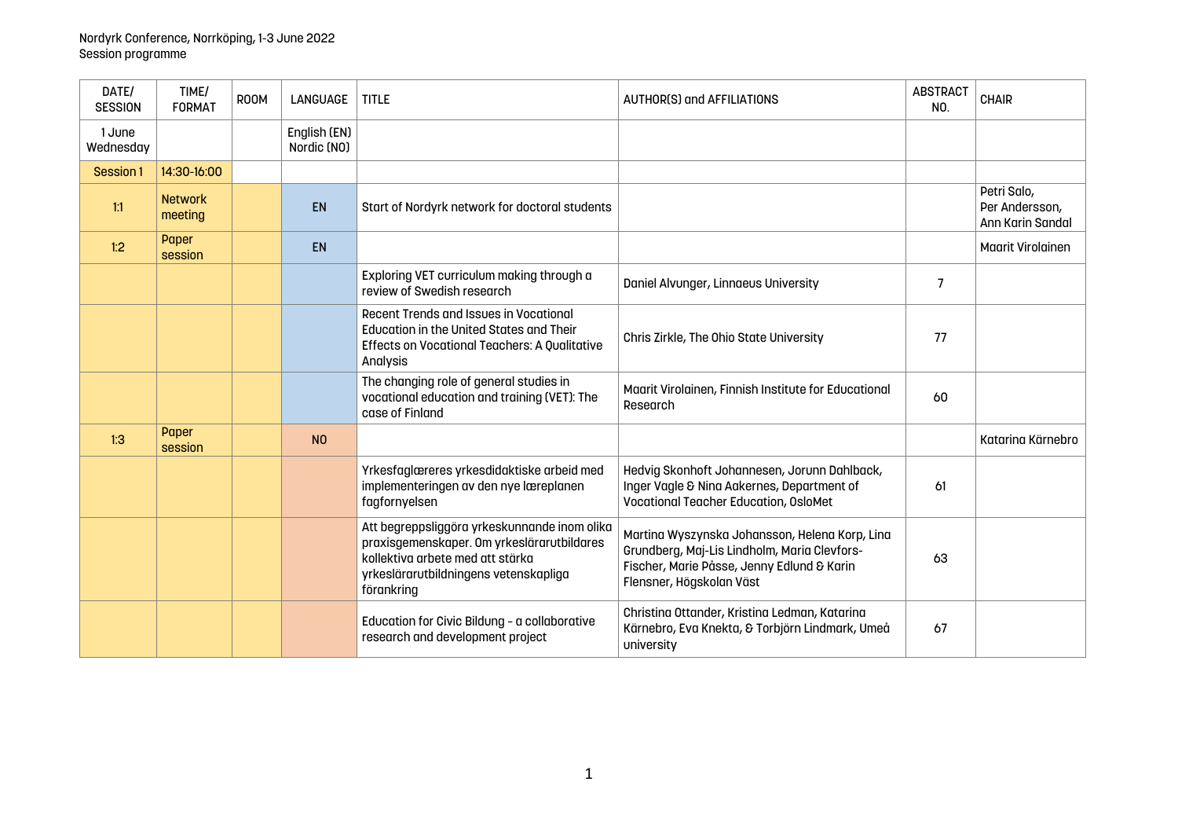Nordyrk Conference, Norrköping, 1-3 June 2022
Session programme

| DATE/ SESSION | TIME/ FORMAT | ROOM | LANGUAGE | TITLE | AUTHOR(S) and AFFILIATIONS | ABSTRACT NO. | CHAIR |
|---|---|---|---|---|---|---|---|
| 1 June Wednesday | | | English (EN) Nordic (NO) | | | | |
| Session 1 | 14:30-16:00 | | | | | | |
| 1:1 | Network meeting | | EN | Start of Nordyrk network for doctoral students | | | Petri Salo, Per Andersson, Ann Karin Sandal |
| 1:2 | Paper session | | EN | | | | Maarit Virolainen |
| | | | | Exploring VET curriculum making through a review of Swedish research | Daniel Alvunger, Linnaeus University | 7 | |
| | | | | Recent Trends and Issues in Vocational Education in the United States and Their Effects on Vocational Teachers: A Qualitative Analysis | Chris Zirkle, The Ohio State University | 77 | |
| | | | | The changing role of general studies in vocational education and training (VET): The case of Finland | Maarit Virolainen, Finnish Institute for Educational Research | 60 | |
| 1:3 | Paper session | | NO | | | | Katarina Kärnebro |
| | | | | Yrkesfaglæreres yrkesdidaktiske arbeid med implementeringen av den nye læreplanen fagfornyelsen | Hedvig Skonhoft Johannesen, Jorunn Dahlback, Inger Vagle & Nina Aakernes, Department of Vocational Teacher Education, OsloMet | 61 | |
| | | | | Att begreppsliggöra yrkeskunnande inom olika praxisgemenskaper. Om yrkeslärarutbildares kollektiva arbete med att stärka yrkeslärarutbildningens vetenskapliga förankring | Martina Wyszynska Johansson, Helena Korp, Lina Grundberg, Maj-Lis Lindholm, Maria Clevfors-Fischer, Marie Påsse, Jenny Edlund & Karin Flensner, Högskolan Väst | 63 | |
| | | | | Education for Civic Bildung - a collaborative research and development project | Christina Ottander, Kristina Ledman, Katarina Kärnebro, Eva Knekta, & Torbjörn Lindmark, Umeå university | 67 | |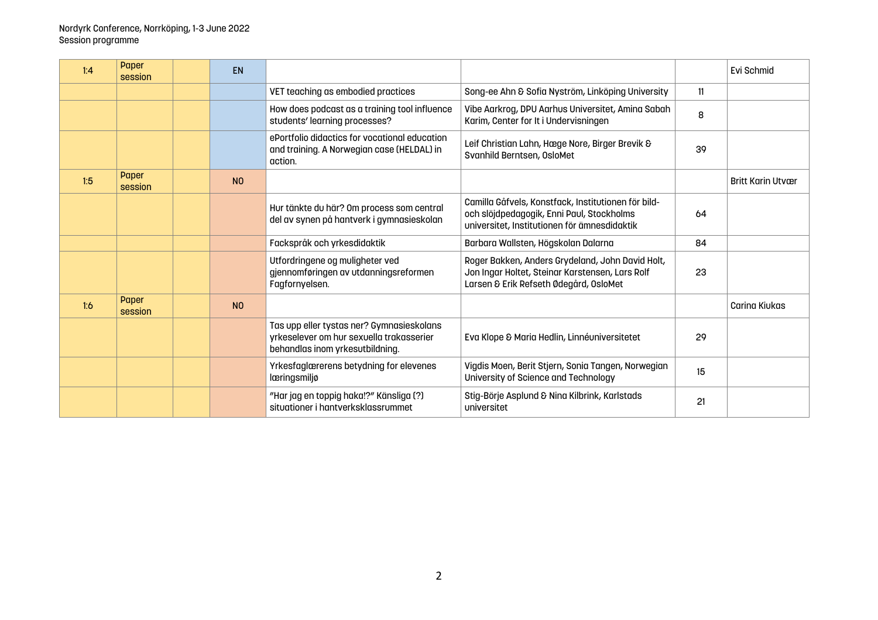Nordyrk Conference, Norrköping, 1-3 June 2022
Session programme

| | | | | | | | |
|---|---|---|---|---|---|---|---|
| 1:4 | Paper session | | EN | | | | Evi Schmid |
| | | | | VET teaching as embodied practices | Song-ee Ahn & Sofia Nyström, Linköping University | 11 | |
| | | | | How does podcast as a training tool influence students' learning processes? | Vibe Aarkrog, DPU Aarhus Universitet, Amina Sabah Karim, Center for It i Undervisningen | 8 | |
| | | | | ePortfolio didactics for vocational education and training. A Norwegian case (HELDAL) in action. | Leif Christian Lahn, Hæge Nore, Birger Brevik & Svanhild Berntsen, OsloMet | 39 | |
| 1:5 | Paper session | | NO | | | | Britt Karin Utvær |
| | | | | Hur tänkte du här? Om process som central del av synen på hantverk i gymnasieskolan | Camilla Gåfvels, Konstfack, Institutionen för bild- och slöjdpedagogik, Enni Paul, Stockholms universitet, Institutionen för ämnesdidaktik | 64 | |
| | | | | Fackspråk och yrkesdidaktik | Barbara Wallsten, Högskolan Dalarna | 84 | |
| | | | | Utfordringene og muligheter ved gjennomføringen av utdanningsreformen Fagfornyelsen. | Roger Bakken, Anders Grydeland, John David Holt, Jon Ingar Holtet, Steinar Karstensen, Lars Rolf Larsen & Erik Refseth Ødegård, OsloMet | 23 | |
| 1:6 | Paper session | | NO | | | | Carina Kiukas |
| | | | | Tas upp eller tystas ner? Gymnasieskolans yrkeselever om hur sexuella trakasserier behandlas inom yrkesutbildning. | Eva Klope & Maria Hedlin, Linnéuniversitetet | 29 | |
| | | | | Yrkesfaglærerens betydning for elevenes læringsmiljø | Vigdis Moen, Berit Stjern, Sonia Tangen, Norwegian University of Science and Technology | 15 | |
| | | | | "Har jag en toppig haka!?" Känsliga (?) situationer i hantverksklassrummet | Stig-Börje Asplund & Nina Kilbrink, Karlstads universitet | 21 | |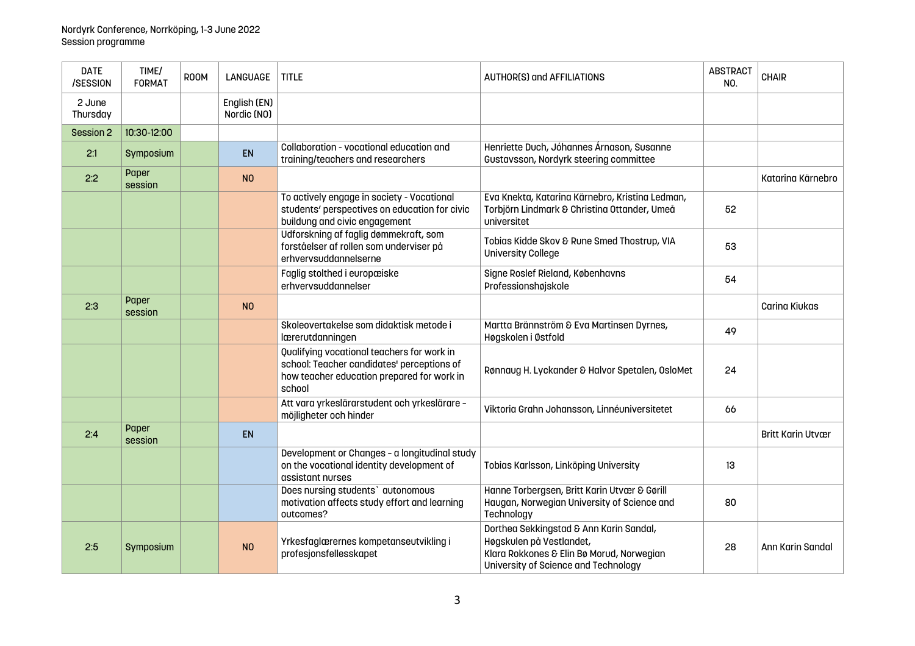Nordyrk Conference, Norrköping, 1-3 June 2022
Session programme

| DATE /SESSION | TIME/ FORMAT | ROOM | LANGUAGE | TITLE | AUTHOR(S) and AFFILIATIONS | ABSTRACT NO. | CHAIR |
|---|---|---|---|---|---|---|---|
| 2 June Thursday | | | English (EN) Nordic (NO) | | | | |
| Session 2 | 10:30-12:00 | | | | | | |
| 2:1 | Symposium | | EN | Collaboration - vocational education and training/teachers and researchers | Henriette Duch, Jóhannes Árnason, Susanne Gustavsson, Nordyrk steering committee | | |
| 2:2 | Paper session | | NO | | | | Katarina Kärnebro |
| | | | | To actively engage in society - Vocational students' perspectives on education for civic buildung and civic engagement | Eva Knekta, Katarina Kärnebro, Kristina Ledman, Torbjörn Lindmark & Christina Ottander, Umeå universitet | 52 | |
| | | | | Udforskning af faglig dømmekraft, som forståelser af rollen som underviser på erhvervsuddannelserne | Tobias Kidde Skov & Rune Smed Thostrup, VIA University College | 53 | |
| | | | | Faglig stolthed i europæiske erhvervsuddannelser | Signe Roslef Rieland, Københavns Professionshøjskole | 54 | |
| 2:3 | Paper session | | NO | | | | Carina Kiukas |
| | | | | Skoleovertakelse som didaktisk metode i lærerutdanningen | Martta Brännström & Eva Martinsen Dyrnes, Høgskolen i Østfold | 49 | |
| | | | | Qualifying vocational teachers for work in school: Teacher candidates' perceptions of how teacher education prepared for work in school | Rønnaug H. Lyckander & Halvor Spetalen, OsloMet | 24 | |
| | | | | Att vara yrkeslärarstudent och yrkeslärare – möjligheter och hinder | Viktoria Grahn Johansson, Linnéuniversitetet | 66 | |
| 2:4 | Paper session | | EN | | | | Britt Karin Utvær |
| | | | | Development or Changes – a longitudinal study on the vocational identity development of assistant nurses | Tobias Karlsson, Linköping University | 13 | |
| | | | | Does nursing students` autonomous motivation affects study effort and learning outcomes? | Hanne Torbergsen, Britt Karin Utvær & Gørill Haugan, Norwegian University of Science and Technology | 80 | |
| 2:5 | Symposium | | NO | Yrkesfaglærernes kompetanseutvikling i profesjonsfellesskapet | Dorthea Sekkingstad & Ann Karin Sandal, Høgskulen på Vestlandet, Klara Rokkones & Elin Bø Morud, Norwegian University of Science and Technology | 28 | Ann Karin Sandal |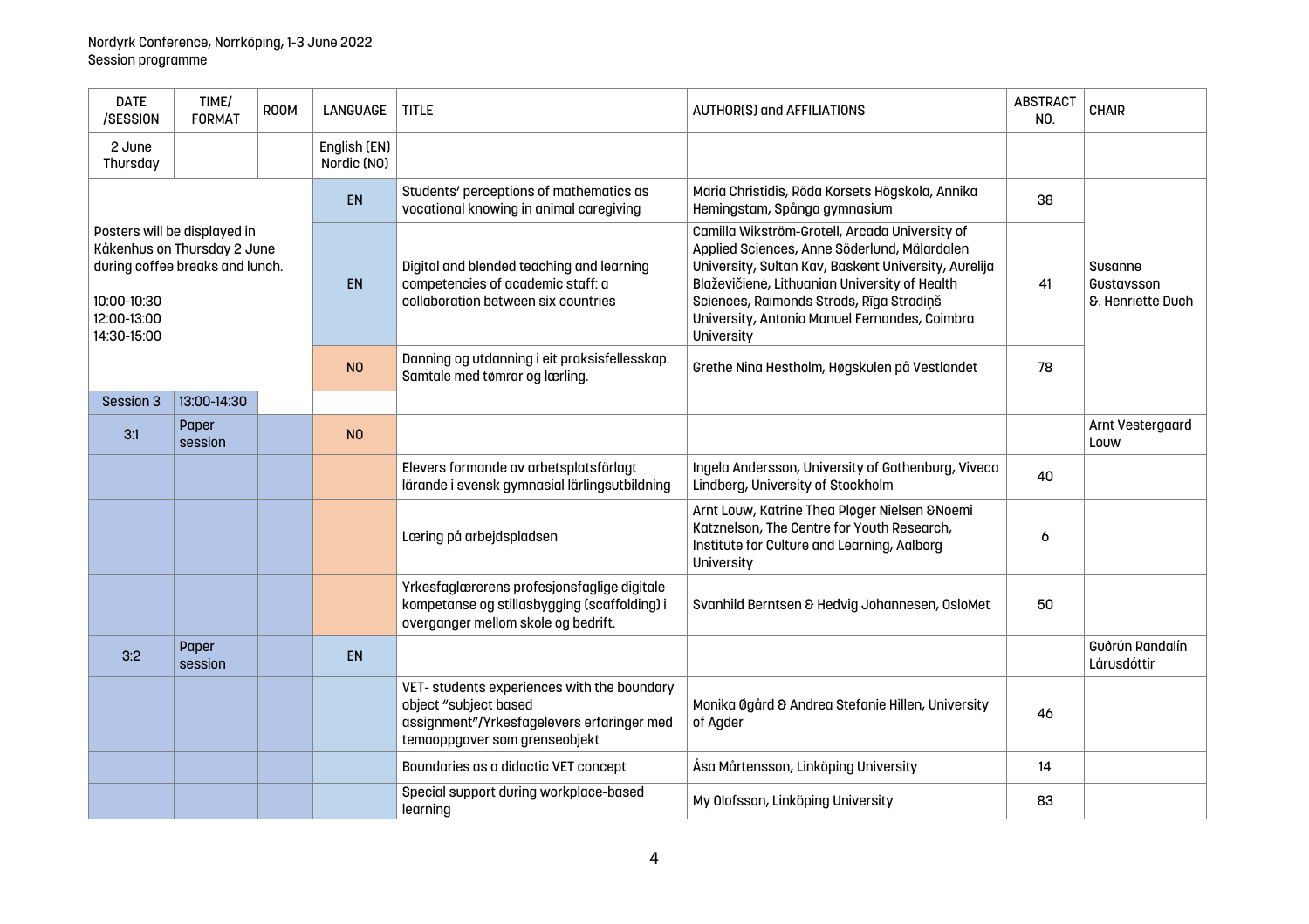Nordyrk Conference, Norrköping, 1-3 June 2022
Session programme

| DATE /SESSION | TIME/ FORMAT | ROOM | LANGUAGE | TITLE | AUTHOR(S) and AFFILIATIONS | ABSTRACT NO. | CHAIR |
|---|---|---|---|---|---|---|---|
| 2 June Thursday | | | English (EN) Nordic (NO) | | | | |
| Posters will be displayed in Kåkenhus on Thursday 2 June during coffee breaks and lunch. 10:00-10:30 12:00-13:00 14:30-15:00 | | | EN | Students' perceptions of mathematics as vocational knowing in animal caregiving | Maria Christidis, Röda Korsets Högskola, Annika Hemingstam, Spånga gymnasium | 38 | Susanne Gustavsson & Henriette Duch |
| | | | EN | Digital and blended teaching and learning competencies of academic staff: a collaboration between six countries | Camilla Wikström-Grotell, Arcada University of Applied Sciences, Anne Söderlund, Mälardalen University, Sultan Kav, Baskent University, Aurelija Blaževičienė, Lithuanian University of Health Sciences, Raimonds Strods, Rīga Stradiņš University, Antonio Manuel Fernandes, Coimbra University | 41 | |
| | | | NO | Danning og utdanning i eit praksisfellesskap. Samtale med tømrar og lærling. | Grethe Nina Hestholm, Høgskulen på Vestlandet | 78 | |
| Session 3 | 13:00-14:30 | | | | | | |
| 3:1 | Paper session | | NO | | | | Arnt Vestergaard Louw |
| | | | | Elevers formande av arbetsplatsförlagt lärande i svensk gymnasial lärlingsutbildning | Ingela Andersson, University of Gothenburg, Viveca Lindberg, University of Stockholm | 40 | |
| | | | | Læring på arbejdspladsen | Arnt Louw, Katrine Thea Pløger Nielsen &Noemi Katznelson, The Centre for Youth Research, Institute for Culture and Learning, Aalborg University | 6 | |
| | | | | Yrkesfaglærerens profesjonsfaglige digitale kompetanse og stillasbygging (scaffolding) i overganger mellom skole og bedrift. | Svanhild Berntsen & Hedvig Johannesen, OsloMet | 50 | |
| 3:2 | Paper session | | EN | | | | Guðrún Randalín Lárusdóttir |
| | | | | VET- students experiences with the boundary object "subject based assignment"/Yrkesfagelevers erfaringer med temaoppgaver som grenseobjekt | Monika Øgård & Andrea Stefanie Hillen, University of Agder | 46 | |
| | | | | Boundaries as a didactic VET concept | Åsa Mårtensson, Linköping University | 14 | |
| | | | | Special support during workplace-based learning | My Olofsson, Linköping University | 83 | |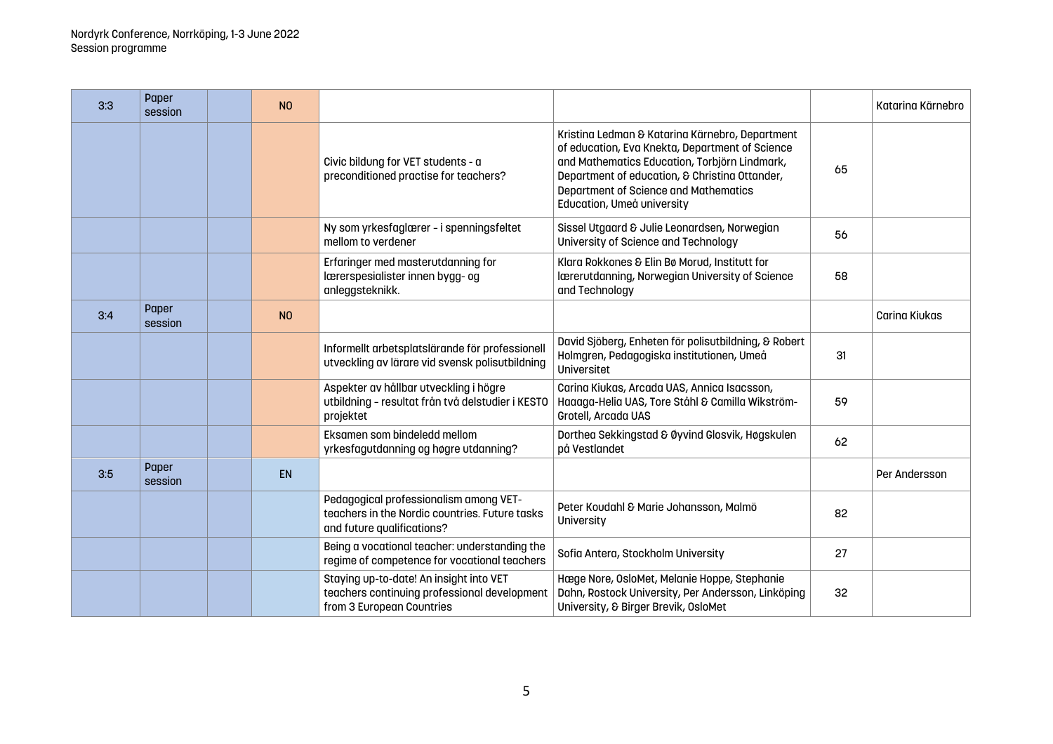| 3:3 | Paper session | | NO | | | | Katarina Kärnebro |
|---|---|---|---|---|---|---|---|
| | | | | Civic bildung for VET students - a preconditioned practise for teachers? | Kristina Ledman & Katarina Kärnebro, Department of education, Eva Knekta, Department of Science and Mathematics Education, Torbjörn Lindmark, Department of education, & Christina Ottander, Department of Science and Mathematics Education, Umeå university | 65 | |
| | | | | Ny som yrkesfaglærer – i spenningsfeltet mellom to verdener | Sissel Utgaard & Julie Leonardsen, Norwegian University of Science and Technology | 56 | |
| | | | | Erfaringer med masterutdanning for lærerspesialister innen bygg- og anleggsteknikk. | Klara Rokkones & Elin Bø Morud, Institutt for lærerutdanning, Norwegian University of Science and Technology | 58 | |
| 3:4 | Paper session | | NO | | | | Carina Kiukas |
| | | | | Informellt arbetsplatslärande för professionell utveckling av lärare vid svensk polisutbildning | David Sjöberg, Enheten för polisutbildning, & Robert Holmgren, Pedagogiska institutionen, Umeå Universitet | 31 | |
| | | | | Aspekter av hållbar utveckling i högre utbildning – resultat från två delstudier i KESTO projektet | Carina Kiukas, Arcada UAS, Annica Isacsson, Haaaga-Helia UAS, Tore Ståhl & Camilla Wikström-Grotell, Arcada UAS | 59 | |
| | | | | Eksamen som bindeledd mellom yrkesfagutdanning og høgre utdanning? | Dorthea Sekkingstad & Øyvind Glosvik, Høgskulen på Vestlandet | 62 | |
| 3:5 | Paper session | | EN | | | | Per Andersson |
| | | | | Pedagogical professionalism among VET-teachers in the Nordic countries. Future tasks and future qualifications? | Peter Koudahl & Marie Johansson, Malmö University | 82 | |
| | | | | Being a vocational teacher: understanding the regime of competence for vocational teachers | Sofia Antera, Stockholm University | 27 | |
| | | | | Staying up-to-date! An insight into VET teachers continuing professional development from 3 European Countries | Hæge Nore, OsloMet, Melanie Hoppe, Stephanie Dahn, Rostock University, Per Andersson, Linköping University, & Birger Brevik, OsloMet | 32 | |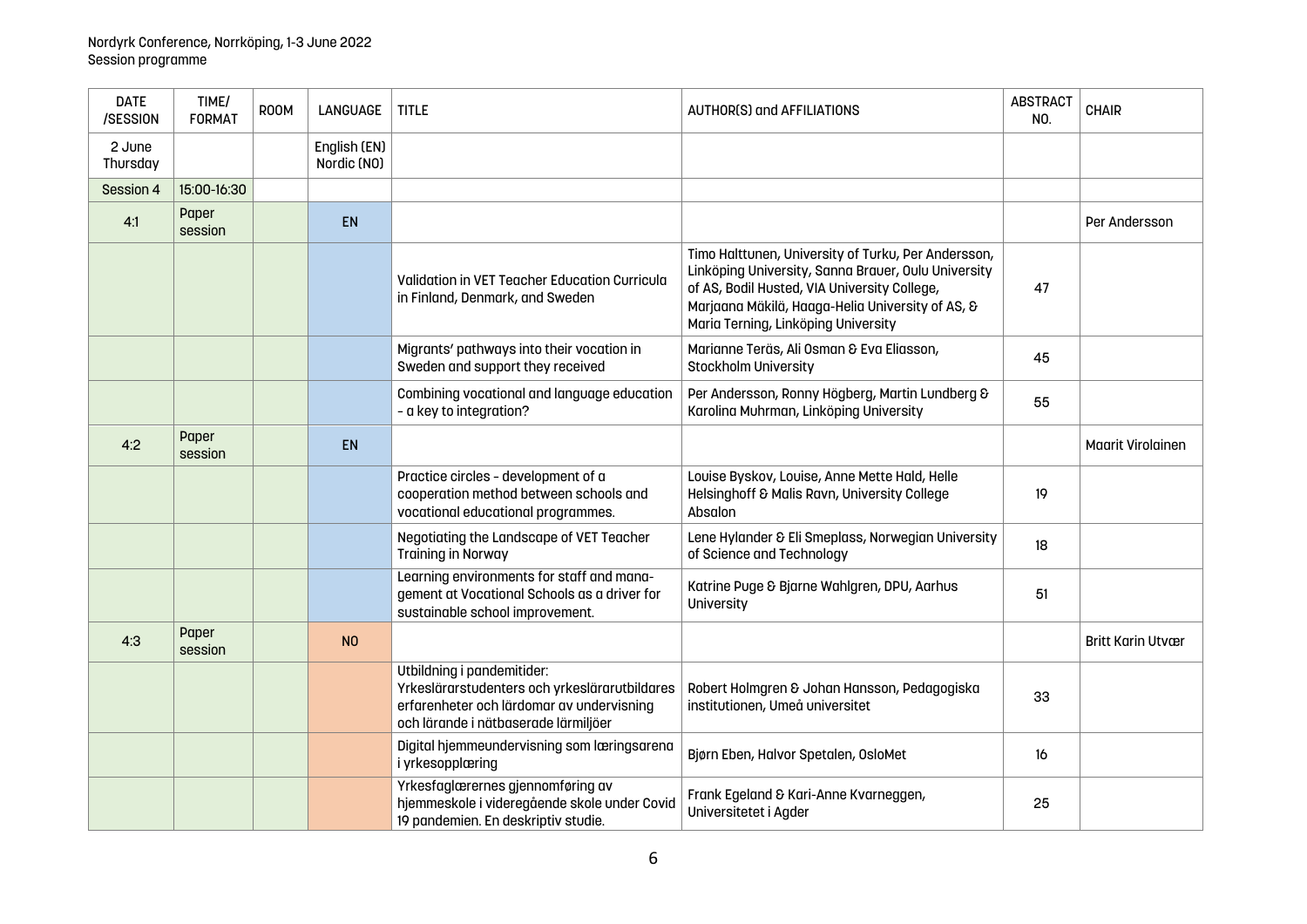Nordyrk Conference, Norrköping, 1-3 June 2022
Session programme

| DATE /SESSION | TIME/ FORMAT | ROOM | LANGUAGE | TITLE | AUTHOR(S) and AFFILIATIONS | ABSTRACT NO. | CHAIR |
|---|---|---|---|---|---|---|---|
| 2 June Thursday | | | English (EN) Nordic (NO) | | | | |
| Session 4 | 15:00-16:30 | | | | | | |
| 4:1 | Paper session | | EN | | | | Per Andersson |
| | | | | Validation in VET Teacher Education Curricula in Finland, Denmark, and Sweden | Timo Halttunen, University of Turku, Per Andersson, Linköping University, Sanna Brauer, Oulu University of AS, Bodil Husted, VIA University College, Marjaana Mäkilä, Haaga-Helia University of AS, & Maria Terning, Linköping University | 47 | |
| | | | | Migrants' pathways into their vocation in Sweden and support they received | Marianne Teräs, Ali Osman & Eva Eliasson, Stockholm University | 45 | |
| | | | | Combining vocational and language education – a key to integration? | Per Andersson, Ronny Högberg, Martin Lundberg & Karolina Muhrman, Linköping University | 55 | |
| 4:2 | Paper session | | EN | | | | Maarit Virolainen |
| | | | | Practice circles - development of a cooperation method between schools and vocational educational programmes. | Louise Byskov, Louise, Anne Mette Hald, Helle Helsinghoff & Malis Ravn, University College Absalon | 19 | |
| | | | | Negotiating the Landscape of VET Teacher Training in Norway | Lene Hylander & Eli Smeplass, Norwegian University of Science and Technology | 18 | |
| | | | | Learning environments for staff and management at Vocational Schools as a driver for sustainable school improvement. | Katrine Puge & Bjarne Wahlgren, DPU, Aarhus University | 51 | |
| 4:3 | Paper session | | NO | | | | Britt Karin Utvær |
| | | | | Utbildning i pandemitider: Yrkeslärarstudenters och yrkeslärarutbildares erfarenheter och lärdomar av undervisning och lärande i nätbaserade lärmiljöer | Robert Holmgren & Johan Hansson, Pedagogiska institutionen, Umeå universitet | 33 | |
| | | | | Digital hjemmeundervisning som læringsarena i yrkesopplæring | Bjørn Eben, Halvor Spetalen, OsloMet | 16 | |
| | | | | Yrkesfaglærernes gjennomføring av hjemmeskole i videregående skole under Covid 19 pandemien. En deskriptiv studie. | Frank Egeland & Kari-Anne Kvarneggen, Universitetet i Agder | 25 | |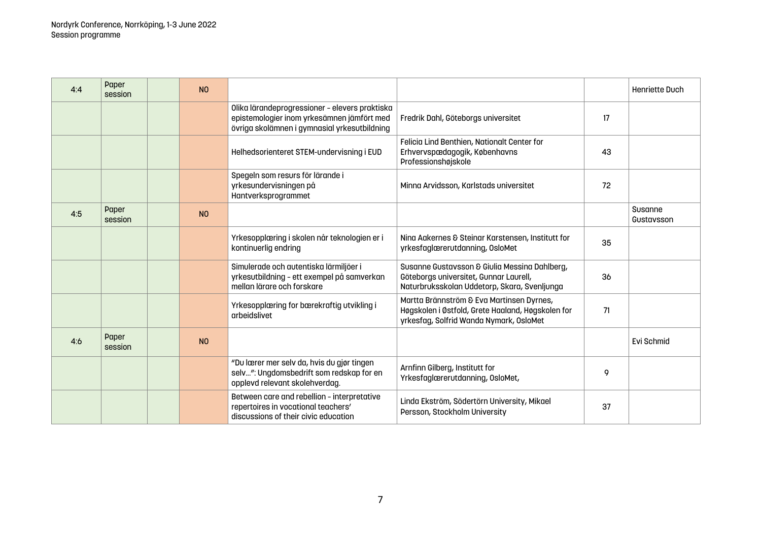| 4:4 | Paper session | | NO | | | | Henriette Duch |
|---|---|---|---|---|---|---|---|
| | | | | Olika lärandeprogressioner – elevers praktiska epistemologier inom yrkesämnen jämfört med övriga skolämnen i gymnasial yrkesutbildning | Fredrik Dahl, Göteborgs universitet | 17 | |
| | | | | Helhedsorienteret STEM-undervisning i EUD | Felicia Lind Benthien, Nationalt Center for Erhvervspædagogik, Københavns Professionshøjskole | 43 | |
| | | | | Spegeln som resurs för lärande i yrkesundervisningen på Hantverksprogrammet | Minna Arvidsson, Karlstads universitet | 72 | |
| 4:5 | Paper session | | NO | | | | Susanne Gustavsson |
| | | | | Yrkesopplæring i skolen når teknologien er i kontinuerlig endring | Nina Aakernes & Steinar Karstensen, Institutt for yrkesfaglærerutdanning, OsloMet | 35 | |
| | | | | Simulerade och autentiska lärmiljöer i yrkesutbildning – ett exempel på samverkan mellan lärare och forskare | Susanne Gustavsson & Giulia Messina Dahlberg, Göteborgs universitet, Gunnar Laurell, Naturbruksskolan Uddetorp, Skara, Svenljunga | 36 | |
| | | | | Yrkesopplæring for bærekraftig utvikling i arbeidslivet | Martta Brännström & Eva Martinsen Dyrnes, Høgskolen i Østfold, Grete Haaland, Høgskolen for yrkesfag, Solfrid Wanda Nymark, OsloMet | 71 | |
| 4:6 | Paper session | | NO | | | | Evi Schmid |
| | | | | "Du lærer mer selv da, hvis du gjør tingen selv…": Ungdomsbedrift som redskap for en opplevd relevant skolehverdag. | Arnfinn Gilberg, Institutt for Yrkesfaglærerutdanning, OsloMet, | 9 | |
| | | | | Between care and rebellion – interpretative repertoires in vocational teachers' discussions of their civic education | Linda Ekström, Södertörn University, Mikael Persson, Stockholm University | 37 | |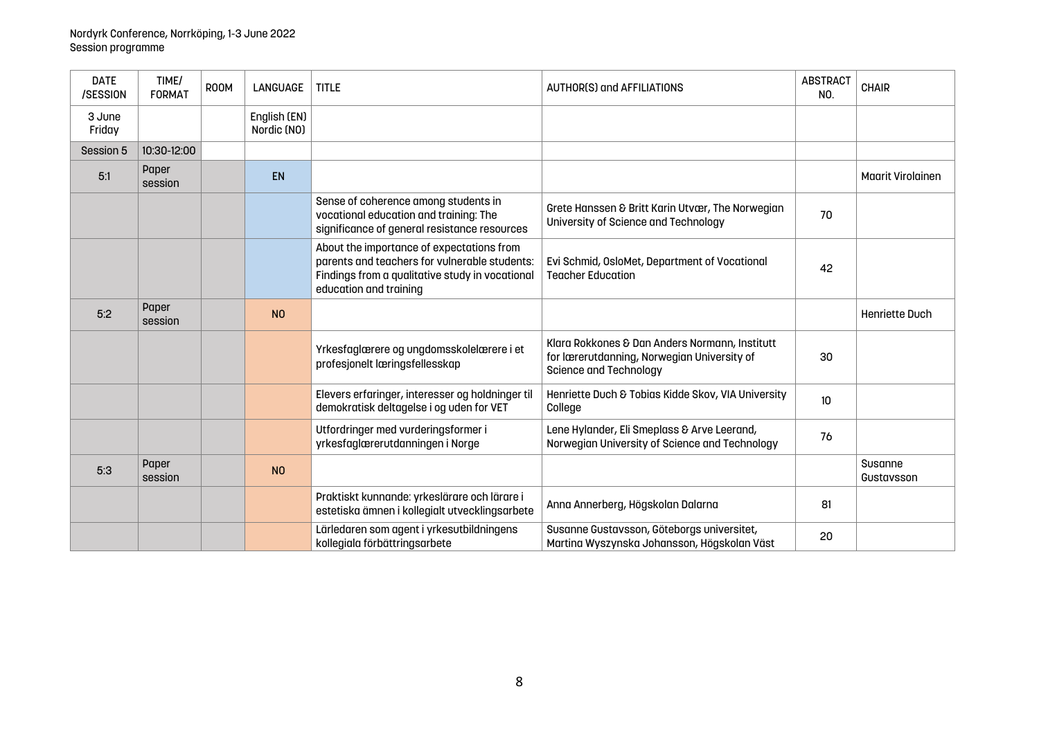Nordyrk Conference, Norrköping, 1-3 June 2022
Session programme

| DATE /SESSION | TIME/ FORMAT | ROOM | LANGUAGE | TITLE | AUTHOR(S) and AFFILIATIONS | ABSTRACT NO. | CHAIR |
|---|---|---|---|---|---|---|---|
| 3 June Friday | | | English (EN) Nordic (NO) | | | | |
| Session 5 | 10:30-12:00 | | | | | | |
| 5:1 | Paper session | | EN | | | | Maarit Virolainen |
| | | | | Sense of coherence among students in vocational education and training: The significance of general resistance resources | Grete Hanssen & Britt Karin Utvær, The Norwegian University of Science and Technology | 70 | |
| | | | | About the importance of expectations from parents and teachers for vulnerable students: Findings from a qualitative study in vocational education and training | Evi Schmid, OsloMet, Department of Vocational Teacher Education | 42 | |
| 5:2 | Paper session | | NO | | | | Henriette Duch |
| | | | | Yrkesfaglærere og ungdomsskolelærere i et profesjonelt læringsfellesskap | Klara Rokkones & Dan Anders Normann, Institutt for lærerutdanning, Norwegian University of Science and Technology | 30 | |
| | | | | Elevers erfaringer, interesser og holdninger til demokratisk deltagelse i og uden for VET | Henriette Duch & Tobias Kidde Skov, VIA University College | 10 | |
| | | | | Utfordringer med vurderingsformer i yrkesfaglærerutdanningen i Norge | Lene Hylander, Eli Smeplass & Arve Leerand, Norwegian University of Science and Technology | 76 | |
| 5:3 | Paper session | | NO | | | | Susanne Gustavsson |
| | | | | Praktiskt kunnande: yrkeslärare och lärare i estetiska ämnen i kollegialt utvecklingsarbete | Anna Annerberg, Högskolan Dalarna | 81 | |
| | | | | Lärledaren som agent i yrkesutbildningens kollegiala förbättringsarbete | Susanne Gustavsson, Göteborgs universitet, Martina Wyszynska Johansson, Högskolan Väst | 20 | |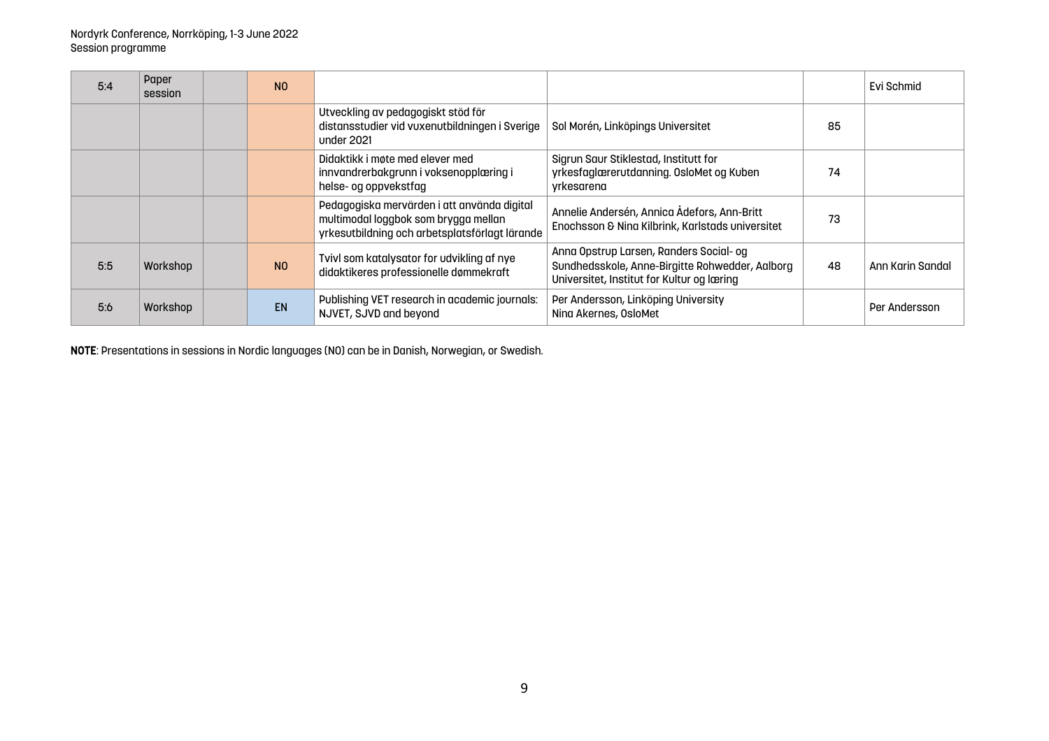| | | | | | | | |
|---|---|---|---|---|---|---|---|
| 5:4 | Paper session | | NO | | | | Evi Schmid |
| | | | | Utveckling av pedagogiskt stöd för distansstudier vid vuxenutbildningen i Sverige under 2021 | Sol Morén, Linköpings Universitet | 85 | |
| | | | | Didaktikk i møte med elever med innvandrerbakgrunn i voksenopplæring i helse- og oppvekstfag | Sigrun Saur Stiklestad, Institutt for yrkesfaglærerutdanning. OsloMet og Kuben yrkesarena | 74 | |
| | | | | Pedagogiska mervärden i att använda digital multimodal loggbok som brygga mellan yrkesutbildning och arbetsplatsförlagt lärande | Annelie Andersén, Annica Ådefors, Ann-Britt Enochsson & Nina Kilbrink, Karlstads universitet | 73 | |
| 5:5 | Workshop | | NO | Tvivl som katalysator for udvikling af nye didaktikeres professionelle dømmekraft | Anna Opstrup Larsen, Randers Social- og Sundhedsskole, Anne-Birgitte Rohwedder, Aalborg Universitet, Institut for Kultur og læring | 48 | Ann Karin Sandal |
| 5:6 | Workshop | | EN | Publishing VET research in academic journals: NJVET, SJVD and beyond | Per Andersson, Linköping University<br>Nina Akernes, OsloMet | | Per Andersson |

**NOTE**: Presentations in sessions in Nordic languages (NO) can be in Danish, Norwegian, or Swedish.